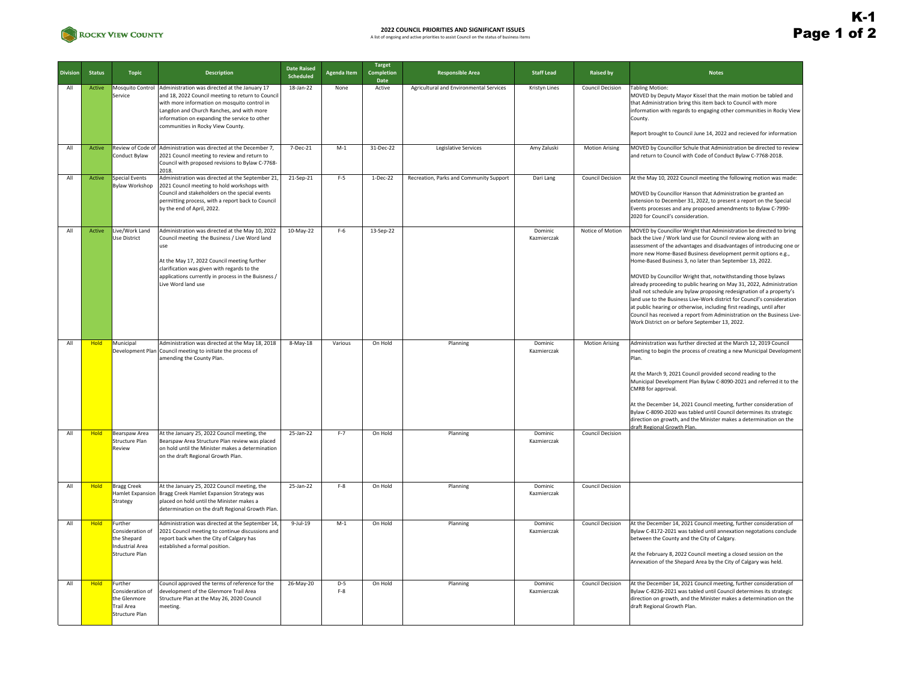# 2022 COUNCIL PRIORITIES AND SIGNIFICANT ISSUES

A list of ongoing and active priorities to assist Council on the status of business items

K-1

| Division | Status | Topic | Description | Date Raised Scheduled | Agenda Item | Target Completion Date | Responsible Area | Staff Lead | Raised by | Notes |
|---|---|---|---|---|---|---|---|---|---|---|
| All | Active | Mosquito Control Service | Administration was directed at the January 17 and 18, 2022 Council meeting to return to Council with more information on mosquito control in Langdon and Church Ranches, and with more information on expanding the service to other communities in Rocky View County. | 18-Jan-22 | None | Active | Agricultural and Environmental Services | Kristyn Lines | Council Decision | Tabling Motion:<br>MOVED by Deputy Mayor Kissel that the main motion be tabled and that Administration bring this item back to Council with more information with regards to engaging other communities in Rocky View County.<br><br>Report brought to Council June 14, 2022 and recieved for information |
| All | Active | Review of Code of Conduct Bylaw | Administration was directed at the December 7, 2021 Council meeting to review and return to Council with proposed revisions to Bylaw C-7768-2018. | 7-Dec-21 | M-1 | 31-Dec-22 | Legislative Services | Amy Zaluski | Motion Arising | MOVED by Councillor Schule that Administration be directed to review and return to Council with Code of Conduct Bylaw C-7768-2018. |
| All | Active | Special Events Bylaw Workshop | Administration was directed at the September 21, 2021 Council meeting to hold workshops with Council and stakeholders on the special events permitting process, with a report back to Council by the end of April, 2022. | 21-Sep-21 | F-5 | 1-Dec-22 | Recreation, Parks and Community Support | Dari Lang | Council Decision | At the May 10, 2022 Council meeting the following motion was made:<br><br>MOVED by Councillor Hanson that Administration be granted an extension to December 31, 2022, to present a report on the Special Events processes and any proposed amendments to Bylaw C-7990-2020 for Council's consideration. |
| All | Active | Live/Work Land Use District | Administration was directed at the May 10, 2022 Council meeting the Business / Live Word land use<br><br>At the May 17, 2022 Council meeting further clarification was given with regards to the applications currently in process in the Buisness / Live Work land use | 10-May-22 | F-6 | 13-Sep-22 | | Dominic Kazmierczak | Notice of Motion | MOVED by Councillor Wright that Administration be directed to bring back the Live / Work land use for Council review along with an assessment of the advantages and disadvantages of introducing one or more new Home-Based Business development permit options e.g., Home-Based Business 3, no later than September 13, 2022.<br><br>MOVED by Councillor Wright that, notwithstanding those bylaws already proceeding to public hearing on May 31, 2022, Administration shall not schedule any bylaw proposing redesignation of a property's land use to the Business Live-Work district for Council's consideration at public hearing or otherwise, including first readings, until after Council has received a report from Administration on the Business Live-Work District on or before September 13, 2022. |
| All | Hold | Municipal Development Plan | Administration was directed at the May 18, 2018 Council meeting to initiate the process of amending the County Plan. | 8-May-18 | Various | On Hold | Planning | Dominic Kazmierczak | Motion Arising | Administration was further directed at the March 12, 2019 Council meeting to begin the process of creating a new Municipal Development Plan.<br><br>At the March 9, 2021 Council provided second reading to the Municipal Development Plan Bylaw C-8090-2021 and referred it to the CMRB for approval.<br><br>At the December 14, 2021 Council meeting, further consideration of Bylaw C-8090-2020 was tabled until Council determines its strategic direction on growth, and the Minister makes a determination on the draft Regional Growth Plan. |
| All | Hold | Bearspaw Area Structure Plan Review | At the January 25, 2022 Council meeting, the Bearspaw Area Structure Plan review was placed on hold until the Minister makes a determination on the draft Regional Growth Plan. | 25-Jan-22 | F-7 | On Hold | Planning | Dominic Kazmierczak | Council Decision | |
| All | Hold | Bragg Creek Hamlet Expansion Strategy | At the January 25, 2022 Council meeting, the Bragg Creek Hamlet Expansion Strategy was placed on hold until the Minister makes a determination on the draft Regional Growth Plan. | 25-Jan-22 | F-8 | On Hold | Planning | Dominic Kazmierczak | Council Decision | |
| All | Hold | Further Consideration of the Shepard Industrial Area Structure Plan | Administration was directed at the September 14, 2021 Council meeting to continue discussions and report back when the City of Calgary has established a formal position. | 9-Jul-19 | M-1 | On Hold | Planning | Dominic Kazmierczak | Council Decision | At the December 14, 2021 Council meeting, further consideration of Bylaw C-8172-2021 was tabled until annexation negotations conclude between the County and the City of Calgary.<br><br>At the February 8, 2022 Council meeting a closed session on the Annexation of the Shepard Area by the City of Calgary was held. |
| All | Hold | Further Consideration of the Glenmore Trail Area Structure Plan | Council approved the terms of reference for the development of the Glenmore Trail Area Structure Plan at the May 26, 2020 Council meeting. | 26-May-20 | D-5<br>F-8 | On Hold | Planning | Dominic Kazmierczak | Council Decision | At the December 14, 2021 Council meeting, further consideration of Bylaw C-8236-2021 was tabled until Council determines its strategic direction on growth, and the Minister makes a determination on the draft Regional Growth Plan. |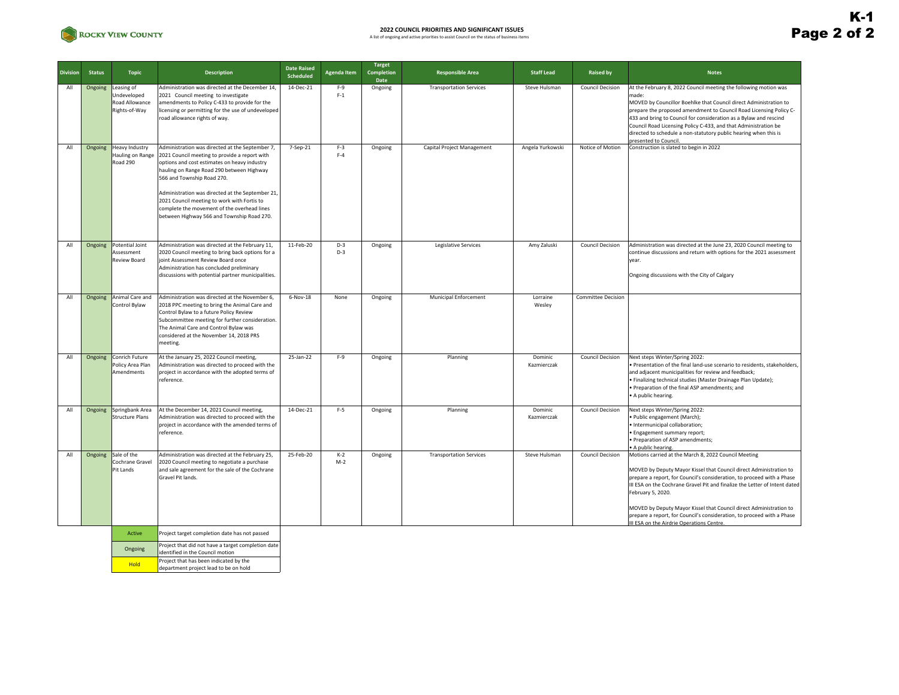**2022 COUNCIL PRIORITIES AND SIGNIFICANT ISSUES**

A list of ongoing and active priorities to assist Council on the status of business items

| Division | Status | Topic | Description | Date Raised Scheduled | Agenda Item | Target Completion Date | Responsible Area | Staff Lead | Raised by | Notes |
|---|---|---|---|---|---|---|---|---|---|---|
| All | Ongoing | Leasing of Undeveloped Road Allowance Rights-of-Way | Administration was directed at the December 14, 2021 Council meeting to investigate amendments to Policy C-433 to provide for the licensing or permitting for the use of undeveloped road allowance rights of way. | 14-Dec-21 | F-9<br>F-1 | Ongoing | Transportation Services | Steve Hulsman | Council Decision | At the February 8, 2022 Council meeting the following motion was made:<br>MOVED by Councillor Boehlke that Council direct Administration to prepare the proposed amendment to Council Road Licensing Policy C-433 and bring to Council for consideration as a Bylaw and rescind Council Road Licensing Policy C-433, and that Administration be directed to schedule a non-statutory public hearing when this is presented to Council. |
| All | Ongoing | Heavy Industry Hauling on Range Road 290 | Administration was directed at the September 7, 2021 Council meeting to provide a report with options and cost estimates on heavy industry hauling on Range Road 290 between Highway 566 and Township Road 270.<br><br>Administration was directed at the September 21, 2021 Council meeting to work with Fortis to complete the movement of the overhead lines between Highway 566 and Township Road 270. | 7-Sep-21 | F-3<br>F-4 | Ongoing | Capital Project Management | Angela Yurkowski | Notice of Motion | Construction is slated to begin in 2022 |
| All | Ongoing | Potential Joint Assessment Review Board | Administration was directed at the February 11, 2020 Council meeting to bring back options for a joint Assessment Review Board once Administration has concluded preliminary discussions with potential partner municipalities. | 11-Feb-20 | D-3<br>D-3 | Ongoing | Legislative Services | Amy Zaluski | Council Decision | Administration was directed at the June 23, 2020 Council meeting to continue discussions and return with options for the 2021 assessment year.<br><br>Ongoing discussions with the City of Calgary |
| All | Ongoing | Animal Care and Control Bylaw | Administration was directed at the November 6, 2018 PPC meeting to bring the Animal Care and Control Bylaw to a future Policy Review Subcommittee meeting for further consideration. The Animal Care and Control Bylaw was considered at the November 14, 2018 PRS meeting. | 6-Nov-18 | None | Ongoing | Municipal Enforcement | Lorraine Wesley | Committee Decision | |
| All | Ongoing | Conrich Future Policy Area Plan Amendments | At the January 25, 2022 Council meeting, Administration was directed to proceed with the project in accordance with the adopted terms of reference. | 25-Jan-22 | F-9 | Ongoing | Planning | Dominic Kazmierczak | Council Decision | Next steps Winter/Spring 2022:<br>• Presentation of the final land-use scenario to residents, stakeholders, and adjacent municipalities for review and feedback;<br>• Finalizing technical studies (Master Drainage Plan Update);<br>• Preparation of the final ASP amendments; and<br>• A public hearing. |
| All | Ongoing | Springbank Area Structure Plans | At the December 14, 2021 Council meeting, Administration was directed to proceed with the project in accordance with the amended terms of reference. | 14-Dec-21 | F-5 | Ongoing | Planning | Dominic Kazmierczak | Council Decision | Next steps Winter/Spring 2022:<br>• Public engagement (March);<br>• Intermunicipal collaboration;<br>• Engagement summary report;<br>• Preparation of ASP amendments;<br>• A public hearing. |
| All | Ongoing | Sale of the Cochrane Gravel Pit Lands | Administration was directed at the February 25, 2020 Council meeting to negotiate a purchase and sale agreement for the sale of the Cochrane Gravel Pit lands. | 25-Feb-20 | K-2<br>M-2 | Ongoing | Transportation Services | Steve Hulsman | Council Decision | Motions carried at the March 8, 2022 Council Meeting<br><br>MOVED by Deputy Mayor Kissel that Council direct Administration to prepare a report, for Council's consideration, to proceed with a Phase III ESA on the Cochrane Gravel Pit and finalize the Letter of Intent dated February 5, 2020.<br><br>MOVED by Deputy Mayor Kissel that Council direct Administration to prepare a report, for Council's consideration, to proceed with a Phase III ESA on the Airdrie Operations Centre. |

| | |
|---|---|
| Active | Project target completion date has not passed |
| Ongoing | Project that did not have a target completion date identified in the Council motion |
| Hold | Project that has been indicated by the department project lead to be on hold |